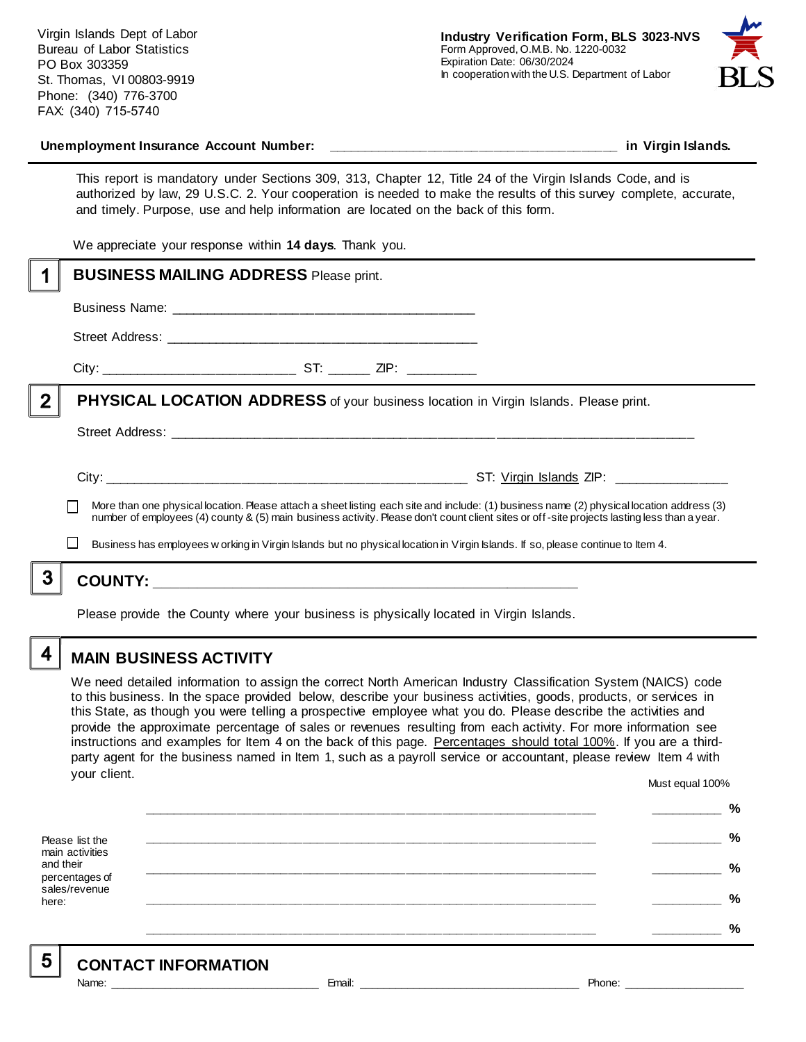Virgin Islands Dept of Labor
Bureau of Labor Statistics
PO Box 303359
St. Thomas, VI 00803-9919
Phone: (340) 776-3700
FAX: (340) 715-5740

**Industry Verification Form, BLS 3023-NVS**
Form Approved, O.M.B. No. 1220-0032
Expiration Date: 06/30/2024
In cooperation with the U.S. Department of Labor

BLS

**Unemployment Insurance Account Number:** ______________________________________ **in Virgin Islands.**

This report is mandatory under Sections 309, 313, Chapter 12, Title 24 of the Virgin Islands Code, and is authorized by law, 29 U.S.C. 2. Your cooperation is needed to make the results of this survey complete, accurate, and timely. Purpose, use and help information are located on the back of this form.

We appreciate your response within **14 days**. Thank you.

## 1 BUSINESS MAILING ADDRESS Please print.

Business Name: ________________________________________

Street Address: ________________________________________

City: _________________________ ST: ______ ZIP: _________

## 2 PHYSICAL LOCATION ADDRESS of your business location in Virgin Islands. Please print.

Street Address: ____________________________________________________________________

City: _______________________________________________ ST: Virgin Islands ZIP: _______________

☐ More than one physical location. Please attach a sheet listing each site and include: (1) business name (2) physical location address (3) number of employees (4) county & (5) main business activity. Please don't count client sites or off-site projects lasting less than a year.

☐ Business has employees working in Virgin Islands but no physical location in Virgin Islands. If so, please continue to Item 4.

## 3 COUNTY: _______________________________________________________

Please provide the County where your business is physically located in Virgin Islands.

## 4 MAIN BUSINESS ACTIVITY

We need detailed information to assign the correct North American Industry Classification System (NAICS) code to this business. In the space provided below, describe your business activities, goods, products, or services in this State, as though you were telling a prospective employee what you do. Please describe the activities and provide the approximate percentage of sales or revenues resulting from each activity. For more information see instructions and examples for Item 4 on the back of this page. Percentages should total 100%. If you are a third-party agent for the business named in Item 1, such as a payroll service or accountant, please review Item 4 with your client.

Please list the main activities and their percentages of sales/revenue here:

| Activity | Must equal 100% |
|---|---|
| ____________________________________________ | __________ % |
| ____________________________________________ | __________ % |
| ____________________________________________ | __________ % |
| ____________________________________________ | __________ % |
| ____________________________________________ | __________ % |

## 5 CONTACT INFORMATION

Name: ______________________________ Email: ________________________________ Phone: __________________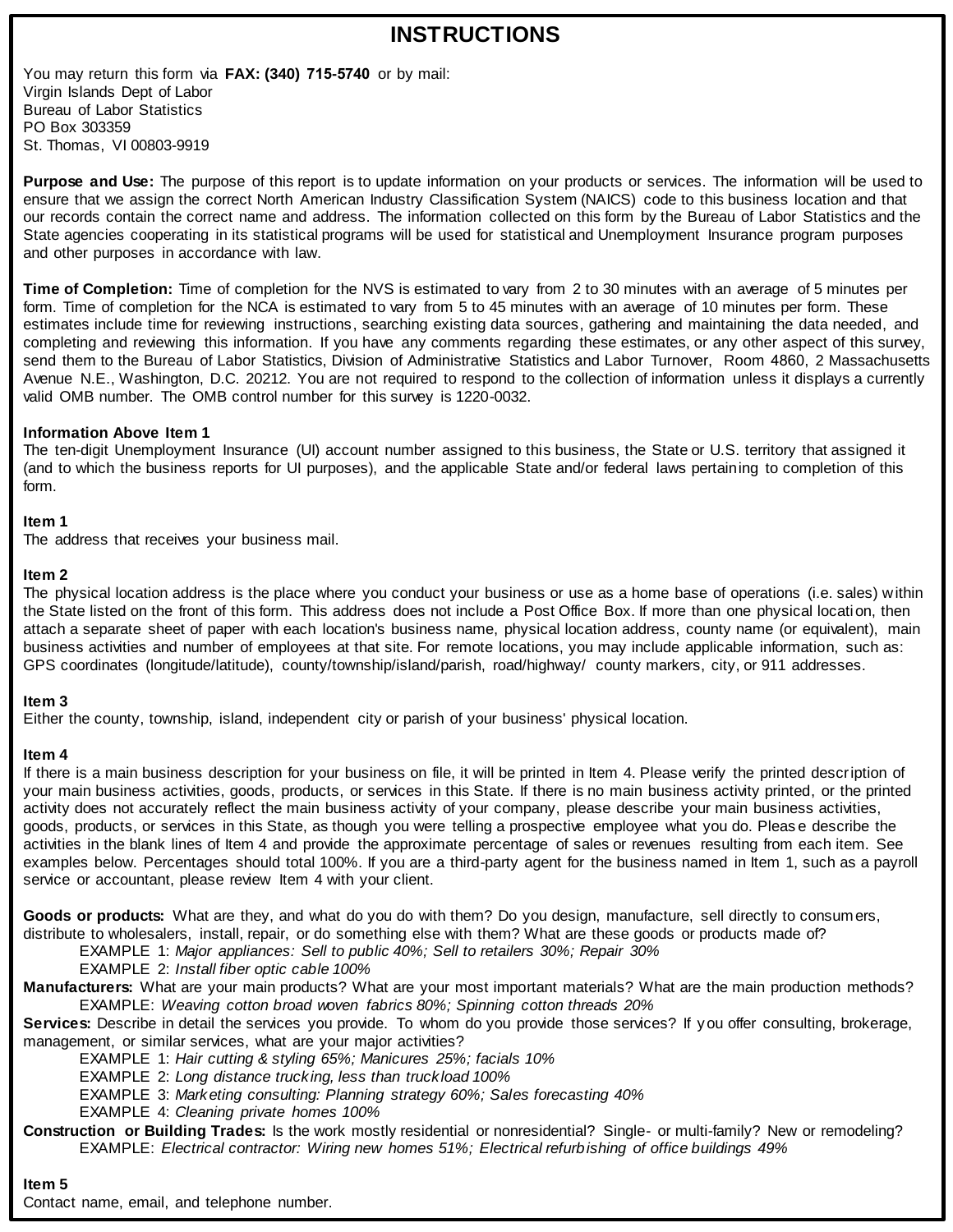# INSTRUCTIONS

You may return this form via **FAX: (340) 715-5740** or by mail:
Virgin Islands Dept of Labor
Bureau of Labor Statistics
PO Box 303359
St. Thomas, VI 00803-9919

**Purpose and Use:** The purpose of this report is to update information on your products or services. The information will be used to ensure that we assign the correct North American Industry Classification System (NAICS) code to this business location and that our records contain the correct name and address. The information collected on this form by the Bureau of Labor Statistics and the State agencies cooperating in its statistical programs will be used for statistical and Unemployment Insurance program purposes and other purposes in accordance with law.

**Time of Completion:** Time of completion for the NVS is estimated to vary from 2 to 30 minutes with an average of 5 minutes per form. Time of completion for the NCA is estimated to vary from 5 to 45 minutes with an average of 10 minutes per form. These estimates include time for reviewing instructions, searching existing data sources, gathering and maintaining the data needed, and completing and reviewing this information. If you have any comments regarding these estimates, or any other aspect of this survey, send them to the Bureau of Labor Statistics, Division of Administrative Statistics and Labor Turnover, Room 4860, 2 Massachusetts Avenue N.E., Washington, D.C. 20212. You are not required to respond to the collection of information unless it displays a currently valid OMB number. The OMB control number for this survey is 1220-0032.

**Information Above Item 1**
The ten-digit Unemployment Insurance (UI) account number assigned to this business, the State or U.S. territory that assigned it (and to which the business reports for UI purposes), and the applicable State and/or federal laws pertaining to completion of this form.

**Item 1**
The address that receives your business mail.

**Item 2**
The physical location address is the place where you conduct your business or use as a home base of operations (i.e. sales) within the State listed on the front of this form. This address does not include a Post Office Box. If more than one physical location, then attach a separate sheet of paper with each location's business name, physical location address, county name (or equivalent), main business activities and number of employees at that site. For remote locations, you may include applicable information, such as: GPS coordinates (longitude/latitude), county/township/island/parish, road/highway/ county markers, city, or 911 addresses.

**Item 3**
Either the county, township, island, independent city or parish of your business' physical location.

**Item 4**
If there is a main business description for your business on file, it will be printed in Item 4. Please verify the printed description of your main business activities, goods, products, or services in this State. If there is no main business activity printed, or the printed activity does not accurately reflect the main business activity of your company, please describe your main business activities, goods, products, or services in this State, as though you were telling a prospective employee what you do. Please describe the activities in the blank lines of Item 4 and provide the approximate percentage of sales or revenues resulting from each item. See examples below. Percentages should total 100%. If you are a third-party agent for the business named in Item 1, such as a payroll service or accountant, please review Item 4 with your client.

**Goods or products:** What are they, and what do you do with them? Do you design, manufacture, sell directly to consumers, distribute to wholesalers, install, repair, or do something else with them? What are these goods or products made of?
- EXAMPLE 1: *Major appliances: Sell to public 40%; Sell to retailers 30%; Repair 30%*
- EXAMPLE 2: *Install fiber optic cable 100%*

**Manufacturers:** What are your main products? What are your most important materials? What are the main production methods?
- EXAMPLE: *Weaving cotton broad woven fabrics 80%; Spinning cotton threads 20%*

**Services:** Describe in detail the services you provide. To whom do you provide those services? If you offer consulting, brokerage, management, or similar services, what are your major activities?
- EXAMPLE 1: *Hair cutting & styling 65%; Manicures 25%; facials 10%*
- EXAMPLE 2: *Long distance trucking, less than truckload 100%*
- EXAMPLE 3: *Marketing consulting: Planning strategy 60%; Sales forecasting 40%*
- EXAMPLE 4: *Cleaning private homes 100%*

**Construction or Building Trades:** Is the work mostly residential or nonresidential? Single- or multi-family? New or remodeling?
- EXAMPLE: *Electrical contractor: Wiring new homes 51%; Electrical refurbishing of office buildings 49%*

**Item 5**
Contact name, email, and telephone number.